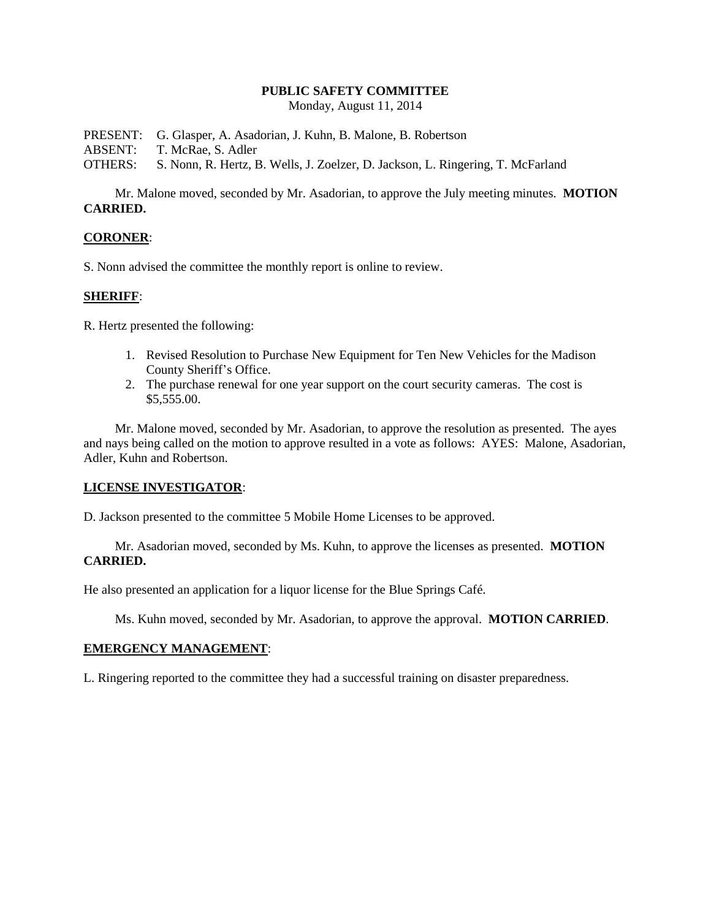**PUBLIC SAFETY COMMITTEE**
Monday, August 11, 2014

PRESENT: G. Glasper, A. Asadorian, J. Kuhn, B. Malone, B. Robertson
ABSENT: T. McRae, S. Adler
OTHERS: S. Nonn, R. Hertz, B. Wells, J. Zoelzer, D. Jackson, L. Ringering, T. McFarland

Mr. Malone moved, seconded by Mr. Asadorian, to approve the July meeting minutes. **MOTION CARRIED.**

**CORONER**:

S. Nonn advised the committee the monthly report is online to review.

**SHERIFF**:

R. Hertz presented the following:

1. Revised Resolution to Purchase New Equipment for Ten New Vehicles for the Madison County Sheriff's Office.
2. The purchase renewal for one year support on the court security cameras. The cost is $5,555.00.

Mr. Malone moved, seconded by Mr. Asadorian, to approve the resolution as presented. The ayes and nays being called on the motion to approve resulted in a vote as follows: AYES: Malone, Asadorian, Adler, Kuhn and Robertson.

**LICENSE INVESTIGATOR**:

D. Jackson presented to the committee 5 Mobile Home Licenses to be approved.

Mr. Asadorian moved, seconded by Ms. Kuhn, to approve the licenses as presented. **MOTION CARRIED.**

He also presented an application for a liquor license for the Blue Springs Café.

Ms. Kuhn moved, seconded by Mr. Asadorian, to approve the approval. **MOTION CARRIED**.

**EMERGENCY MANAGEMENT**:

L. Ringering reported to the committee they had a successful training on disaster preparedness.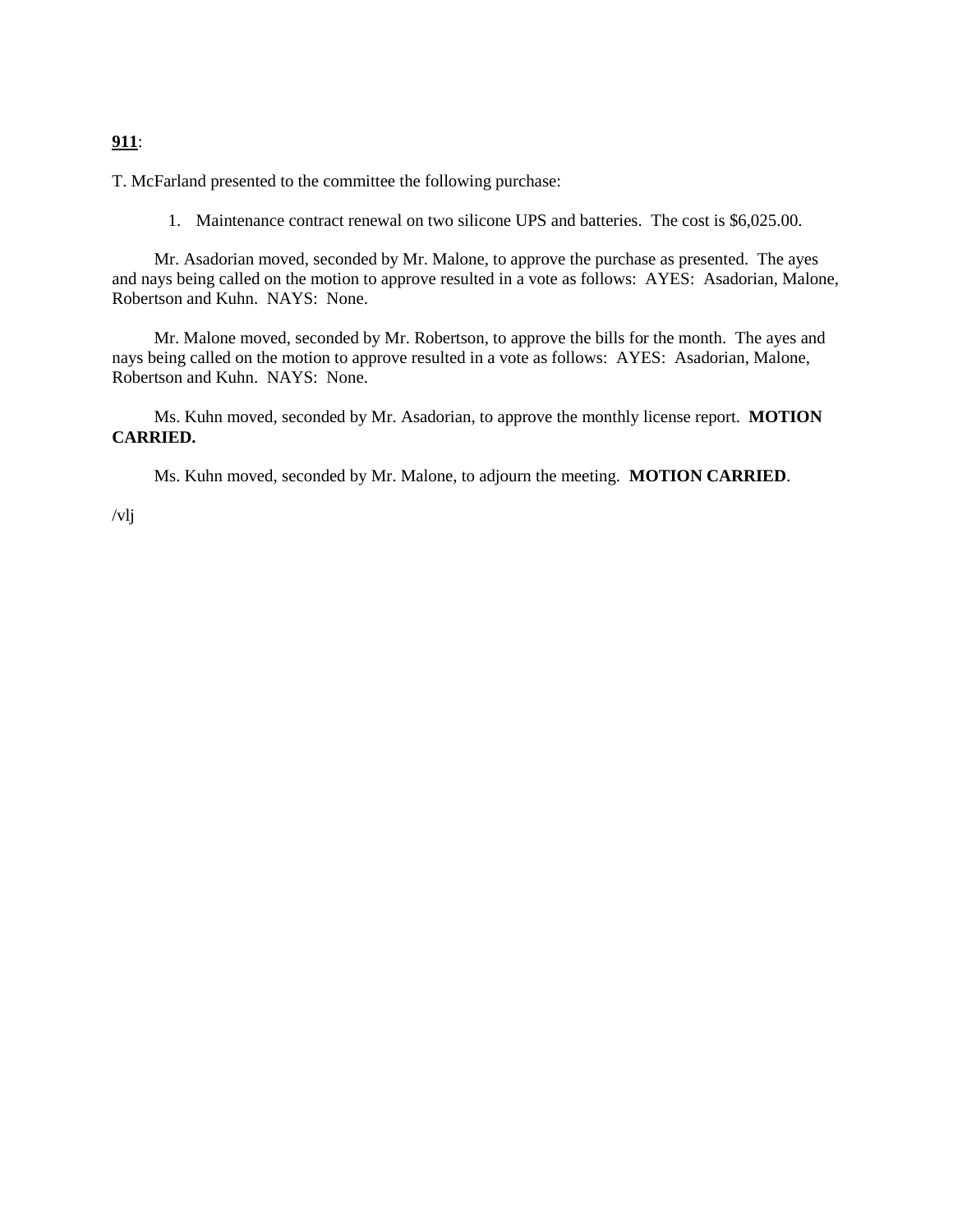**911**:

T. McFarland presented to the committee the following purchase:

1. Maintenance contract renewal on two silicone UPS and batteries. The cost is $6,025.00.

Mr. Asadorian moved, seconded by Mr. Malone, to approve the purchase as presented. The ayes and nays being called on the motion to approve resulted in a vote as follows: AYES: Asadorian, Malone, Robertson and Kuhn. NAYS: None.

Mr. Malone moved, seconded by Mr. Robertson, to approve the bills for the month. The ayes and nays being called on the motion to approve resulted in a vote as follows: AYES: Asadorian, Malone, Robertson and Kuhn. NAYS: None.

Ms. Kuhn moved, seconded by Mr. Asadorian, to approve the monthly license report. **MOTION CARRIED.**

Ms. Kuhn moved, seconded by Mr. Malone, to adjourn the meeting. **MOTION CARRIED**.

/vlj